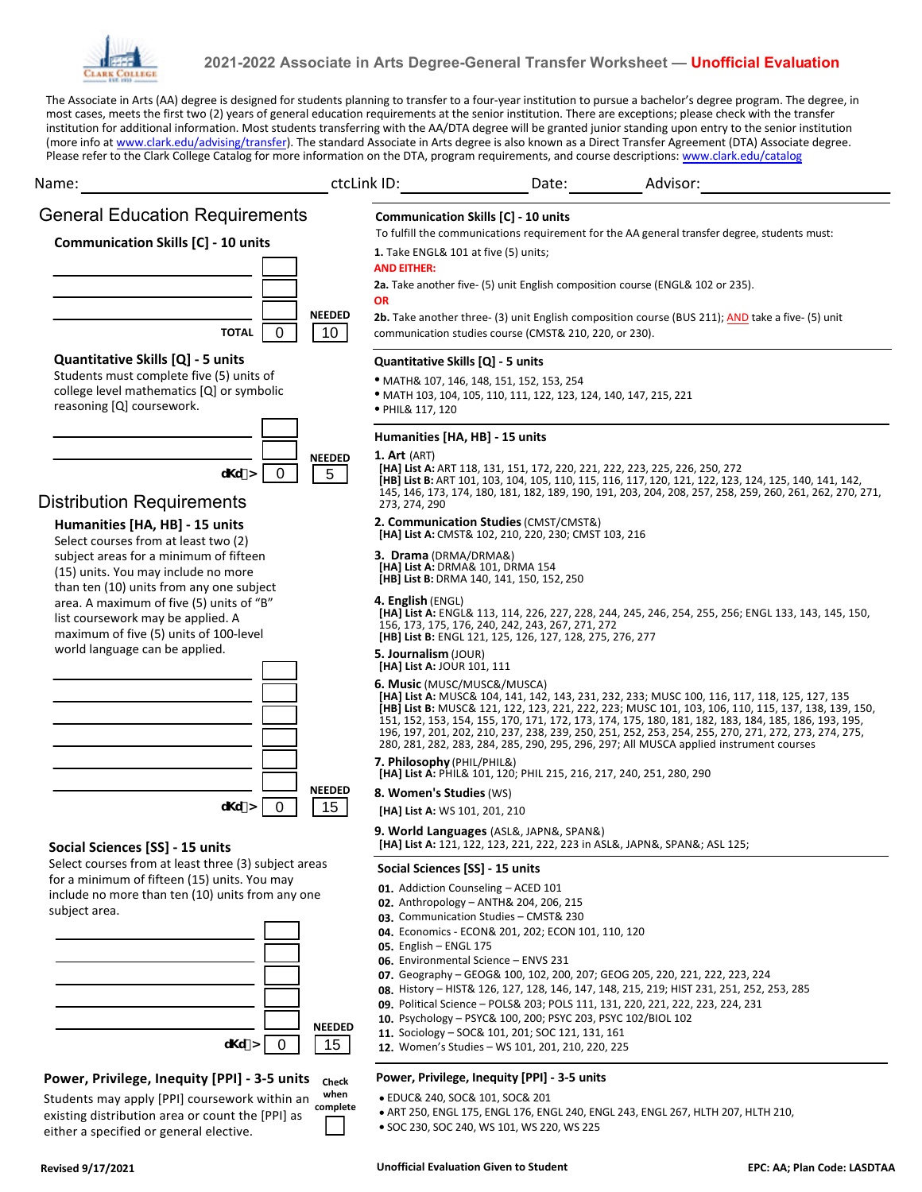# 2021-2022 Associate in Arts Degree-General Transfer Worksheet — Unofficial Evaluation

The Associate in Arts (AA) degree is designed for students planning to transfer to a four-year institution to pursue a bachelor's degree program. The degree, in most cases, meets the first two (2) years of general education requirements at the senior institution. There are exceptions; please check with the transfer institution for additional information. Most students transferring with the AA/DTA degree will be granted junior standing upon entry to the senior institution (more info at www.clark.edu/advising/transfer). The standard Associate in Arts degree is also known as a Direct Transfer Agreement (DTA) Associate degree. Please refer to the Clark College Catalog for more information on the DTA, program requirements, and course descriptions: www.clark.edu/catalog

Name: ______________ ctcLink ID: ______________ Date: __________ Advisor: ______________

## General Education Requirements

### Communication Skills [C] - 10 units

| Course | Units |
|---|---|
| ______ | |
| ______ | |
| ______ | |
| TOTAL | 0 |
| NEEDED | 10 |

To fulfill the communications requirement for the AA general transfer degree, students must:

**1.** Take ENGL& 101 at five (5) units;

**AND EITHER:**

**2a.** Take another five- (5) unit English composition course (ENGL& 102 or 235).

**OR**

**2b.** Take another three- (3) unit English composition course (BUS 211); AND take a five- (5) unit communication studies course (CMST& 210, 220, or 230).

### Quantitative Skills [Q] - 5 units

Students must complete five (5) units of college level mathematics [Q] or symbolic reasoning [Q] coursework.

| Course | Units |
|---|---|
| ______ | |
| ______ | |
| TOTAL | 0 |
| NEEDED | 5 |

- MATH& 107, 146, 148, 151, 152, 153, 254
- MATH 103, 104, 105, 110, 111, 122, 123, 124, 140, 147, 215, 221
- PHIL& 117, 120

## Distribution Requirements

### Humanities [HA, HB] - 15 units

Select courses from at least two (2) subject areas for a minimum of fifteen (15) units. You may include no more than ten (10) units from any one subject area. A maximum of five (5) units of "B" list coursework may be applied. A maximum of five (5) units of 100-level world language can be applied.

| Course | Units |
|---|---|
| ______ | |
| ______ | |
| ______ | |
| ______ | |
| ______ | |
| ______ | |
| TOTAL | 0 |
| NEEDED | 15 |

**1. Art** (ART)
**[HA] List A:** ART 118, 131, 151, 172, 220, 221, 222, 223, 225, 226, 250, 272
**[HB] List B:** ART 101, 103, 104, 105, 110, 115, 116, 117, 120, 121, 122, 123, 124, 125, 140, 141, 142, 145, 146, 173, 174, 180, 181, 182, 189, 190, 191, 203, 204, 208, 257, 258, 259, 260, 261, 262, 270, 271, 273, 274, 290

**2. Communication Studies** (CMST/CMST&)
**[HA] List A:** CMST& 102, 210, 220, 230; CMST 103, 216

**3. Drama** (DRMA/DRMA&)
**[HA] List A:** DRMA& 101, DRMA 154
**[HB] List B:** DRMA 140, 141, 150, 152, 250

**4. English** (ENGL)
**[HA] List A:** ENGL& 113, 114, 226, 227, 228, 244, 245, 246, 254, 255, 256; ENGL 133, 143, 145, 150, 156, 173, 175, 176, 240, 242, 243, 267, 271, 272
**[HB] List B:** ENGL 121, 125, 126, 127, 128, 275, 276, 277

**5. Journalism** (JOUR)
**[HA] List A:** JOUR 101, 111

**6. Music** (MUSC/MUSC&/MUSCA)
**[HA] List A:** MUSC& 104, 141, 142, 143, 231, 232, 233; MUSC 100, 116, 117, 118, 125, 127, 135
**[HB] List B:** MUSC& 121, 122, 123, 221, 222, 223; MUSC 101, 103, 106, 110, 115, 137, 138, 139, 150, 151, 152, 153, 154, 155, 170, 171, 172, 173, 174, 175, 180, 181, 182, 183, 184, 185, 186, 193, 195, 196, 197, 201, 202, 210, 237, 238, 239, 250, 251, 252, 253, 254, 255, 270, 271, 272, 273, 274, 275, 280, 281, 282, 283, 284, 285, 290, 295, 296, 297; All MUSCA applied instrument courses

**7. Philosophy** (PHIL/PHIL&)
**[HA] List A:** PHIL& 101, 120; PHIL 215, 216, 217, 240, 251, 280, 290

**8. Women's Studies** (WS)
**[HA] List A:** WS 101, 201, 210

**9. World Languages** (ASL&, JAPN&, SPAN&)
**[HA] List A:** 121, 122, 123, 221, 222, 223 in ASL&, JAPN&, SPAN&; ASL 125;

### Social Sciences [SS] - 15 units

Select courses from at least three (3) subject areas for a minimum of fifteen (15) units. You may include no more than ten (10) units from any one subject area.

| Course | Units |
|---|---|
| ______ | |
| ______ | |
| ______ | |
| ______ | |
| ______ | |
| TOTAL | 0 |
| NEEDED | 15 |

01. Addiction Counseling – ACED 101
02. Anthropology – ANTH& 204, 206, 215
03. Communication Studies – CMST& 230
04. Economics - ECON& 201, 202; ECON 101, 110, 120
05. English – ENGL 175
06. Environmental Science – ENVS 231
07. Geography – GEOG& 100, 102, 200, 207; GEOG 205, 220, 221, 222, 223, 224
08. History – HIST& 126, 127, 128, 146, 147, 148, 215, 219; HIST 231, 251, 252, 253, 285
09. Political Science – POLS& 203; POLS 111, 131, 220, 221, 222, 223, 224, 231
10. Psychology – PSYC& 100, 200; PSYC 203, PSYC 102/BIOL 102
11. Sociology – SOC& 101, 201; SOC 121, 131, 161
12. Women's Studies – WS 101, 201, 210, 220, 225

### Power, Privilege, Inequity [PPI] - 3-5 units

Students may apply [PPI] coursework within an existing distribution area or count the [PPI] as either a specified or general elective.

Check when complete ☐

- EDUC& 240, SOC& 101, SOC& 201
- ART 250, ENGL 175, ENGL 176, ENGL 240, ENGL 243, ENGL 267, HLTH 207, HLTH 210,
- SOC 230, SOC 240, WS 101, WS 220, WS 225

Revised 9/17/2021 | Unofficial Evaluation Given to Student | EPC: AA; Plan Code: LASDTAA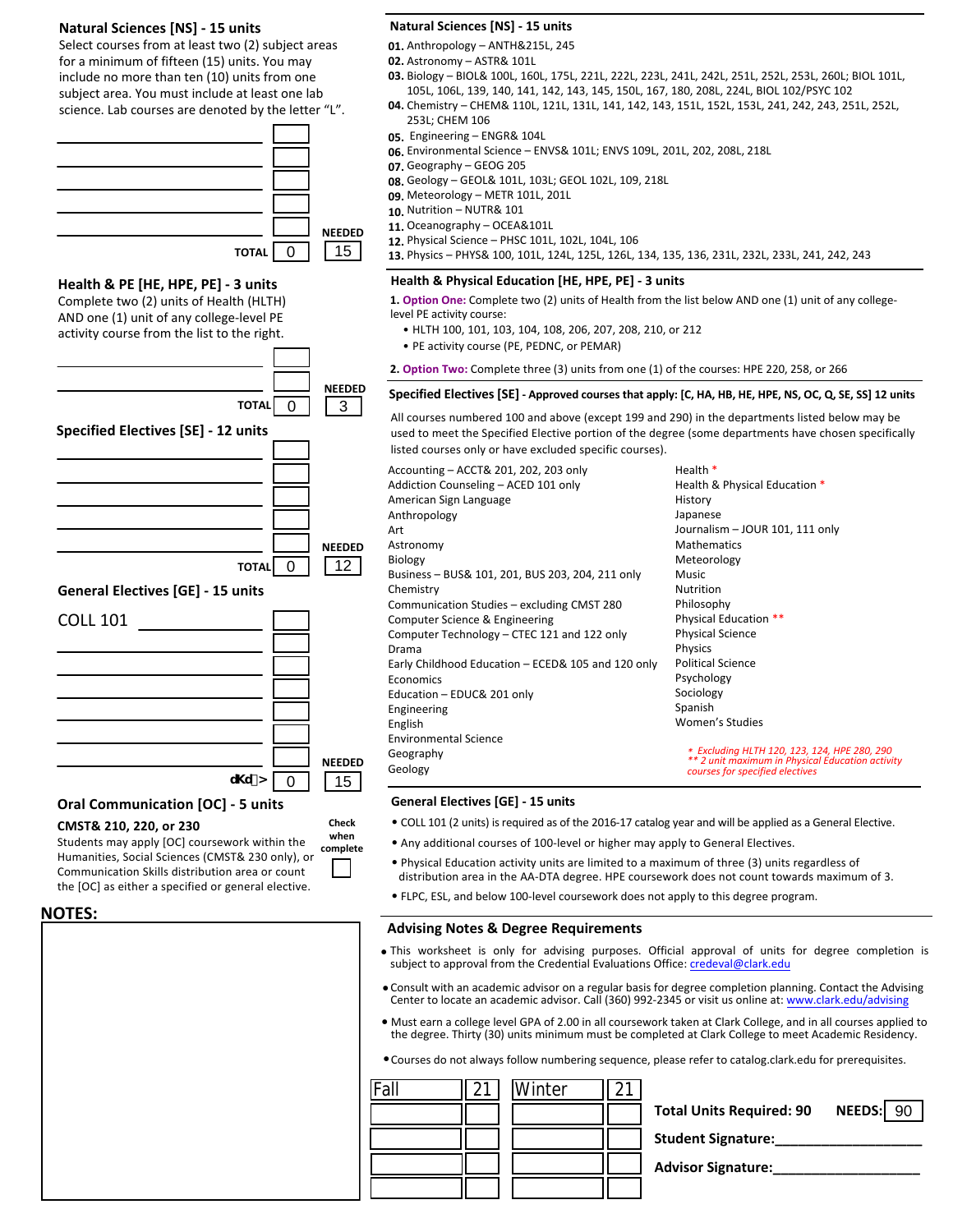## Natural Sciences [NS] - 15 units

Select courses from at least two (2) subject areas for a minimum of fifteen (15) units. You may include no more than ten (10) units from one subject area. You must include at least one lab science. Lab courses are denoted by the letter "L".

TOTAL 0 NEEDED 15

## Health & PE [HE, HPE, PE] - 3 units

Complete two (2) units of Health (HLTH) AND one (1) unit of any college-level PE activity course from the list to the right.

TOTAL 0 NEEDED 3

## Specified Electives [SE] - 12 units

TOTAL 0 NEEDED 12

## General Electives [GE] - 15 units

COLL 101

TOTAL 0 NEEDED 15

## Oral Communication [OC] - 5 units

**CMST& 210, 220, or 230**

Students may apply [OC] coursework within the Humanities, Social Sciences (CMST& 230 only), or Communication Skills distribution area or count the [OC] as either a specified or general elective.

Check when complete

## NOTES:

## Natural Sciences [NS] - 15 units

01. Anthropology – ANTH&215L, 245
02. Astronomy – ASTR& 101L
03. Biology – BIOL& 100L, 160L, 175L, 221L, 222L, 223L, 241L, 242L, 251L, 252L, 253L, 260L; BIOL 101L, 105L, 106L, 139, 140, 141, 142, 143, 145, 150L, 167, 180, 208L, 224L, BIOL 102/PSYC 102
04. Chemistry – CHEM& 110L, 121L, 131L, 141, 142, 143, 151L, 152L, 153L, 241, 242, 243, 251L, 252L, 253L; CHEM 106
05. Engineering – ENGR& 104L
06. Environmental Science – ENVS& 101L; ENVS 109L, 201L, 202, 208L, 218L
07. Geography – GEOG 205
08. Geology – GEOL& 101L, 103L; GEOL 102L, 109, 218L
09. Meteorology – METR 101L, 201L
10. Nutrition – NUTR& 101
11. Oceanography – OCEA&101L
12. Physical Science – PHSC 101L, 102L, 104L, 106
13. Physics – PHYS& 100, 101L, 124L, 125L, 126L, 134, 135, 136, 231L, 232L, 233L, 241, 242, 243

## Health & Physical Education [HE, HPE, PE] - 3 units

1. Option One: Complete two (2) units of Health from the list below AND one (1) unit of any college-level PE activity course:
   - HLTH 100, 101, 103, 104, 108, 206, 207, 208, 210, or 212
   - PE activity course (PE, PEDNC, or PEMAR)
2. Option Two: Complete three (3) units from one (1) of the courses: HPE 220, 258, or 266

## Specified Electives [SE] - Approved courses that apply: [C, HA, HB, HE, HPE, NS, OC, Q, SE, SS] 12 units

All courses numbered 100 and above (except 199 and 290) in the departments listed below may be used to meet the Specified Elective portion of the degree (some departments have chosen specifically listed courses only or have excluded specific courses).

- Accounting – ACCT& 201, 202, 203 only
- Addiction Counseling – ACED 101 only
- American Sign Language
- Anthropology
- Art
- Astronomy
- Biology
- Business – BUS& 101, 201, BUS 203, 204, 211 only
- Chemistry
- Communication Studies – excluding CMST 280
- Computer Science & Engineering
- Computer Technology – CTEC 121 and 122 only
- Drama
- Early Childhood Education – ECED& 105 and 120 only
- Economics
- Education – EDUC& 201 only
- Engineering
- English
- Environmental Science
- Geography
- Geology
- Health *
- Health & Physical Education *
- History
- Japanese
- Journalism – JOUR 101, 111 only
- Mathematics
- Meteorology
- Music
- Nutrition
- Philosophy
- Physical Education **
- Physical Science
- Physics
- Political Science
- Psychology
- Sociology
- Spanish
- Women's Studies

*\* Excluding HLTH 120, 123, 124, HPE 280, 290*
*\*\* 2 unit maximum in Physical Education activity courses for specified electives*

## General Electives [GE] - 15 units

- COLL 101 (2 units) is required as of the 2016-17 catalog year and will be applied as a General Elective.
- Any additional courses of 100-level or higher may apply to General Electives.
- Physical Education activity units are limited to a maximum of three (3) units regardless of distribution area in the AA-DTA degree. HPE coursework does not count towards maximum of 3.
- FLPC, ESL, and below 100-level coursework does not apply to this degree program.

## Advising Notes & Degree Requirements

- This worksheet is only for advising purposes. Official approval of units for degree completion is subject to approval from the Credential Evaluations Office: credeval@clark.edu
- Consult with an academic advisor on a regular basis for degree completion planning. Contact the Advising Center to locate an academic advisor. Call (360) 992-2345 or visit us online at: www.clark.edu/advising
- Must earn a college level GPA of 2.00 in all coursework taken at Clark College, and in all courses applied to the degree. Thirty (30) units minimum must be completed at Clark College to meet Academic Residency.
- Courses do not always follow numbering sequence, please refer to catalog.clark.edu for prerequisites.

| Fall | 21 | Winter | 21 |
|---|---|---|---|
| | | | |
| | | | |
| | | | |
| | | | |

**Total Units Required: 90** **NEEDS:** 90

**Student Signature:**\_\_\_\_\_\_\_\_\_\_\_\_\_\_\_\_\_\_

**Advisor Signature:**\_\_\_\_\_\_\_\_\_\_\_\_\_\_\_\_\_\_